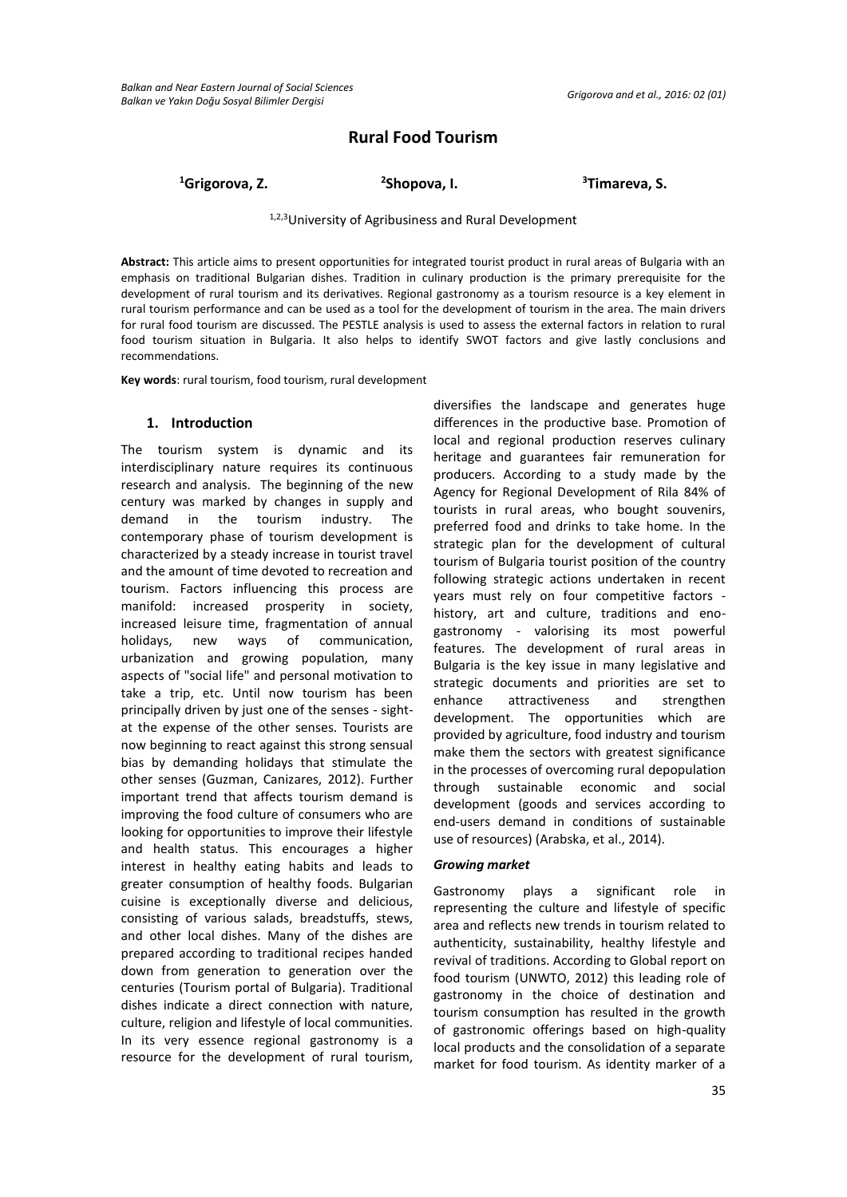# Rural Food Tourism

**[1]Grigorova, Z.** **[2]Shopova, I.** **[3]Timareva, S.**

[1,2,3]University of Agribusiness and Rural Development

**Abstract:** This article aims to present opportunities for integrated tourist product in rural areas of Bulgaria with an emphasis on traditional Bulgarian dishes. Tradition in culinary production is the primary prerequisite for the development of rural tourism and its derivatives. Regional gastronomy as a tourism resource is a key element in rural tourism performance and can be used as a tool for the development of tourism in the area. The main drivers for rural food tourism are discussed. The PESTLE analysis is used to assess the external factors in relation to rural food tourism situation in Bulgaria. It also helps to identify SWOT factors and give lastly conclusions and recommendations.

**Key words**: rural tourism, food tourism, rural development

## 1. Introduction

The tourism system is dynamic and its interdisciplinary nature requires its continuous research and analysis. The beginning of the new century was marked by changes in supply and demand in the tourism industry. The contemporary phase of tourism development is characterized by a steady increase in tourist travel and the amount of time devoted to recreation and tourism. Factors influencing this process are manifold: increased prosperity in society, increased leisure time, fragmentation of annual holidays, new ways of communication, urbanization and growing population, many aspects of "social life" and personal motivation to take a trip, etc. Until now tourism has been principally driven by just one of the senses - sight- at the expense of the other senses. Tourists are now beginning to react against this strong sensual bias by demanding holidays that stimulate the other senses (Guzman, Canizares, 2012). Further important trend that affects tourism demand is improving the food culture of consumers who are looking for opportunities to improve their lifestyle and health status. This encourages a higher interest in healthy eating habits and leads to greater consumption of healthy foods. Bulgarian cuisine is exceptionally diverse and delicious, consisting of various salads, breadstuffs, stews, and other local dishes. Many of the dishes are prepared according to traditional recipes handed down from generation to generation over the centuries (Tourism portal of Bulgaria). Traditional dishes indicate a direct connection with nature, culture, religion and lifestyle of local communities. In its very essence regional gastronomy is a resource for the development of rural tourism, diversifies the landscape and generates huge differences in the productive base. Promotion of local and regional production reserves culinary heritage and guarantees fair remuneration for producers. According to a study made by the Agency for Regional Development of Rila 84% of tourists in rural areas, who bought souvenirs, preferred food and drinks to take home. In the strategic plan for the development of cultural tourism of Bulgaria tourist position of the country following strategic actions undertaken in recent years must rely on four competitive factors - history, art and culture, traditions and eno-gastronomy - valorising its most powerful features. The development of rural areas in Bulgaria is the key issue in many legislative and strategic documents and priorities are set to enhance attractiveness and strengthen development. The opportunities which are provided by agriculture, food industry and tourism make them the sectors with greatest significance in the processes of overcoming rural depopulation through sustainable economic and social development (goods and services according to end-users demand in conditions of sustainable use of resources) (Arabska, et al., 2014).

### *Growing market*

Gastronomy plays a significant role in representing the culture and lifestyle of specific area and reflects new trends in tourism related to authenticity, sustainability, healthy lifestyle and revival of traditions. According to Global report on food tourism (UNWTO, 2012) this leading role of gastronomy in the choice of destination and tourism consumption has resulted in the growth of gastronomic offerings based on high-quality local products and the consolidation of a separate market for food tourism. As identity marker of a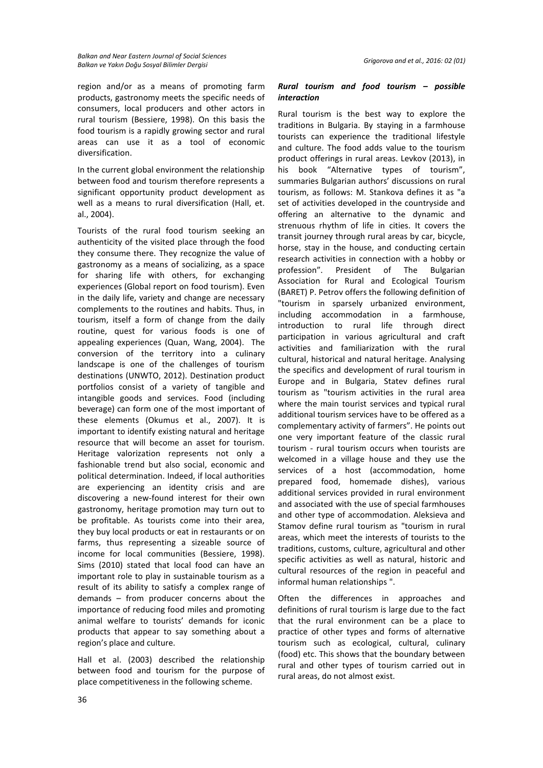region and/or as a means of promoting farm products, gastronomy meets the specific needs of consumers, local producers and other actors in rural tourism (Bessiere, 1998). On this basis the food tourism is a rapidly growing sector and rural areas can use it as a tool of economic diversification.

In the current global environment the relationship between food and tourism therefore represents a significant opportunity product development as well as a means to rural diversification (Hall, et. al., 2004).

Tourists of the rural food tourism seeking an authenticity of the visited place through the food they consume there. They recognize the value of gastronomy as a means of socializing, as a space for sharing life with others, for exchanging experiences (Global report on food tourism). Even in the daily life, variety and change are necessary complements to the routines and habits. Thus, in tourism, itself a form of change from the daily routine, quest for various foods is one of appealing experiences (Quan, Wang, 2004). The conversion of the territory into a culinary landscape is one of the challenges of tourism destinations (UNWTO, 2012). Destination product portfolios consist of a variety of tangible and intangible goods and services. Food (including beverage) can form one of the most important of these elements (Okumus et al., 2007). It is important to identify existing natural and heritage resource that will become an asset for tourism. Heritage valorization represents not only a fashionable trend but also social, economic and political determination. Indeed, if local authorities are experiencing an identity crisis and are discovering a new-found interest for their own gastronomy, heritage promotion may turn out to be profitable. As tourists come into their area, they buy local products or eat in restaurants or on farms, thus representing a sizeable source of income for local communities (Bessiere, 1998). Sims (2010) stated that local food can have an important role to play in sustainable tourism as a result of its ability to satisfy a complex range of demands – from producer concerns about the importance of reducing food miles and promoting animal welfare to tourists' demands for iconic products that appear to say something about a region's place and culture.

Hall et al. (2003) described the relationship between food and tourism for the purpose of place competitiveness in the following scheme.

***Rural tourism and food tourism – possible interaction***

Rural tourism is the best way to explore the traditions in Bulgaria. By staying in a farmhouse tourists can experience the traditional lifestyle and culture. The food adds value to the tourism product offerings in rural areas. Levkov (2013), in his book "Alternative types of tourism", summaries Bulgarian authors' discussions on rural tourism, as follows: M. Stankova defines it as "a set of activities developed in the countryside and offering an alternative to the dynamic and strenuous rhythm of life in cities. It covers the transit journey through rural areas by car, bicycle, horse, stay in the house, and conducting certain research activities in connection with a hobby or profession". President of The Bulgarian Association for Rural and Ecological Tourism (BARET) P. Petrov offers the following definition of "tourism in sparsely urbanized environment, including accommodation in a farmhouse, introduction to rural life through direct participation in various agricultural and craft activities and familiarization with the rural cultural, historical and natural heritage. Analysing the specifics and development of rural tourism in Europe and in Bulgaria, Statev defines rural tourism as "tourism activities in the rural area where the main tourist services and typical rural additional tourism services have to be offered as a complementary activity of farmers". He points out one very important feature of the classic rural tourism - rural tourism occurs when tourists are welcomed in a village house and they use the services of a host (accommodation, home prepared food, homemade dishes), various additional services provided in rural environment and associated with the use of special farmhouses and other type of accommodation. Aleksieva and Stamov define rural tourism as "tourism in rural areas, which meet the interests of tourists to the traditions, customs, culture, agricultural and other specific activities as well as natural, historic and cultural resources of the region in peaceful and informal human relationships ".

Often the differences in approaches and definitions of rural tourism is large due to the fact that the rural environment can be a place to practice of other types and forms of alternative tourism such as ecological, cultural, culinary (food) etc. This shows that the boundary between rural and other types of tourism carried out in rural areas, do not almost exist.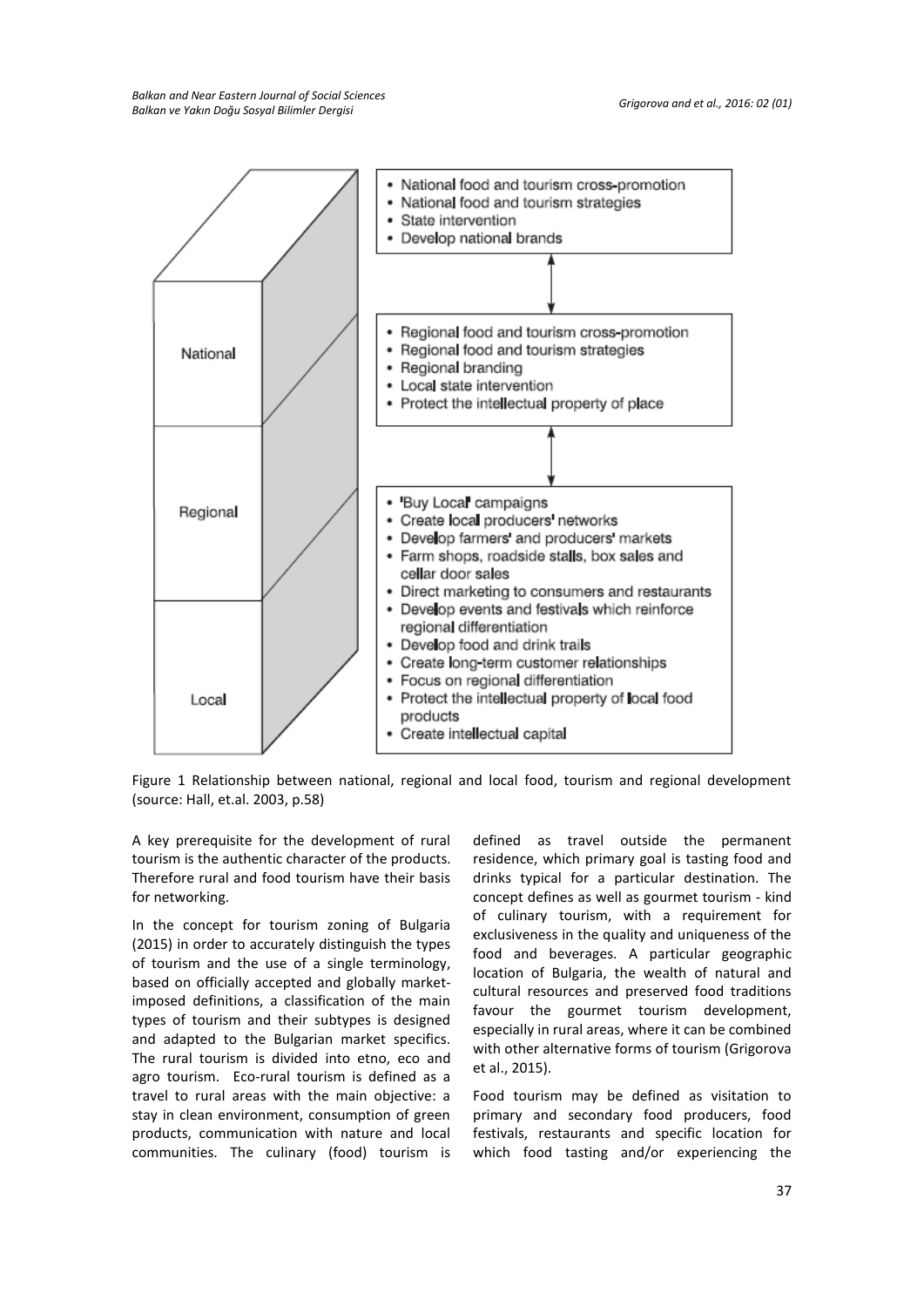- National food and tourism cross-promotion
- National food and tourism strategies
- State intervention
- Develop national brands

- Regional food and tourism cross-promotion
- Regional food and tourism strategies
- Regional branding
- Local state intervention
- Protect the intellectual property of place

- 'Buy Local' campaigns
- Create local producers' networks
- Develop farmers' and producers' markets
- Farm shops, roadside stalls, box sales and cellar door sales
- Direct marketing to consumers and restaurants
- Develop events and festivals which reinforce regional differentiation
- Develop food and drink trails
- Create long-term customer relationships
- Focus on regional differentiation
- Protect the intellectual property of local food products
- Create intellectual capital

National

Regional

Local

Figure 1 Relationship between national, regional and local food, tourism and regional development (source: Hall, et.al. 2003, p.58)

A key prerequisite for the development of rural tourism is the authentic character of the products. Therefore rural and food tourism have their basis for networking.

In the concept for tourism zoning of Bulgaria (2015) in order to accurately distinguish the types of tourism and the use of a single terminology, based on officially accepted and globally market-imposed definitions, a classification of the main types of tourism and their subtypes is designed and adapted to the Bulgarian market specifics. The rural tourism is divided into etno, eco and agro tourism. Eco-rural tourism is defined as a travel to rural areas with the main objective: a stay in clean environment, consumption of green products, communication with nature and local communities. The culinary (food) tourism is defined as travel outside the permanent residence, which primary goal is tasting food and drinks typical for a particular destination. The concept defines as well as gourmet tourism - kind of culinary tourism, with a requirement for exclusiveness in the quality and uniqueness of the food and beverages. A particular geographic location of Bulgaria, the wealth of natural and cultural resources and preserved food traditions favour the gourmet tourism development, especially in rural areas, where it can be combined with other alternative forms of tourism (Grigorova et al., 2015).

Food tourism may be defined as visitation to primary and secondary food producers, food festivals, restaurants and specific location for which food tasting and/or experiencing the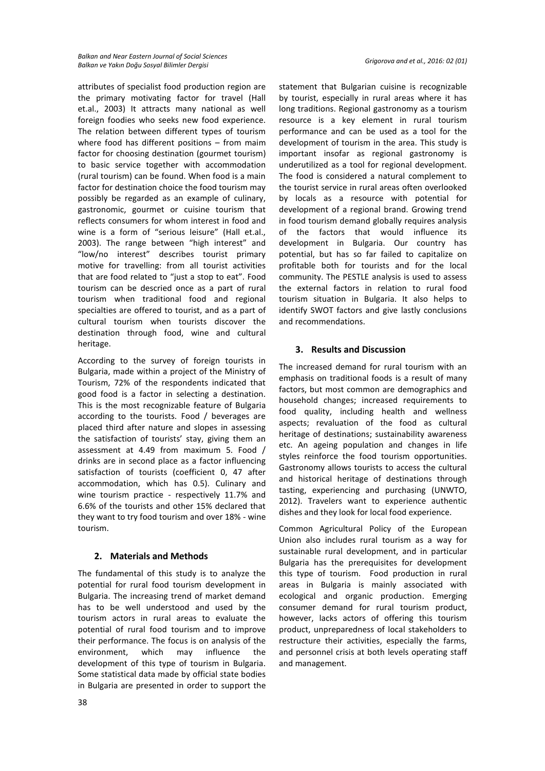attributes of specialist food production region are the primary motivating factor for travel (Hall et.al., 2003) It attracts many national as well foreign foodies who seeks new food experience. The relation between different types of tourism where food has different positions – from maim factor for choosing destination (gourmet tourism) to basic service together with accommodation (rural tourism) can be found. When food is a main factor for destination choice the food tourism may possibly be regarded as an example of culinary, gastronomic, gourmet or cuisine tourism that reflects consumers for whom interest in food and wine is a form of "serious leisure" (Hall et.al., 2003). The range between "high interest" and "low/no interest" describes tourist primary motive for travelling: from all tourist activities that are food related to "just a stop to eat". Food tourism can be descried once as a part of rural tourism when traditional food and regional specialties are offered to tourist, and as a part of cultural tourism when tourists discover the destination through food, wine and cultural heritage.

According to the survey of foreign tourists in Bulgaria, made within a project of the Ministry of Tourism, 72% of the respondents indicated that good food is a factor in selecting a destination. This is the most recognizable feature of Bulgaria according to the tourists. Food / beverages are placed third after nature and slopes in assessing the satisfaction of tourists' stay, giving them an assessment at 4.49 from maximum 5. Food / drinks are in second place as a factor influencing satisfaction of tourists (coefficient 0, 47 after accommodation, which has 0.5). Culinary and wine tourism practice - respectively 11.7% and 6.6% of the tourists and other 15% declared that they want to try food tourism and over 18% - wine tourism.

## 2. Materials and Methods

The fundamental of this study is to analyze the potential for rural food tourism development in Bulgaria. The increasing trend of market demand has to be well understood and used by the tourism actors in rural areas to evaluate the potential of rural food tourism and to improve their performance. The focus is on analysis of the environment, which may influence the development of this type of tourism in Bulgaria. Some statistical data made by official state bodies in Bulgaria are presented in order to support the statement that Bulgarian cuisine is recognizable by tourist, especially in rural areas where it has long traditions. Regional gastronomy as a tourism resource is a key element in rural tourism performance and can be used as a tool for the development of tourism in the area. This study is important insofar as regional gastronomy is underutilized as a tool for regional development. The food is considered a natural complement to the tourist service in rural areas often overlooked by locals as a resource with potential for development of a regional brand. Growing trend in food tourism demand globally requires analysis of the factors that would influence its development in Bulgaria. Our country has potential, but has so far failed to capitalize on profitable both for tourists and for the local community. The PESTLE analysis is used to assess the external factors in relation to rural food tourism situation in Bulgaria. It also helps to identify SWOT factors and give lastly conclusions and recommendations.

## 3. Results and Discussion

The increased demand for rural tourism with an emphasis on traditional foods is a result of many factors, but most common are demographics and household changes; increased requirements to food quality, including health and wellness aspects; revaluation of the food as cultural heritage of destinations; sustainability awareness etc. An ageing population and changes in life styles reinforce the food tourism opportunities. Gastronomy allows tourists to access the cultural and historical heritage of destinations through tasting, experiencing and purchasing (UNWTO, 2012). Travelers want to experience authentic dishes and they look for local food experience.

Common Agricultural Policy of the European Union also includes rural tourism as a way for sustainable rural development, and in particular Bulgaria has the prerequisites for development this type of tourism. Food production in rural areas in Bulgaria is mainly associated with ecological and organic production. Emerging consumer demand for rural tourism product, however, lacks actors of offering this tourism product, unpreparedness of local stakeholders to restructure their activities, especially the farms, and personnel crisis at both levels operating staff and management.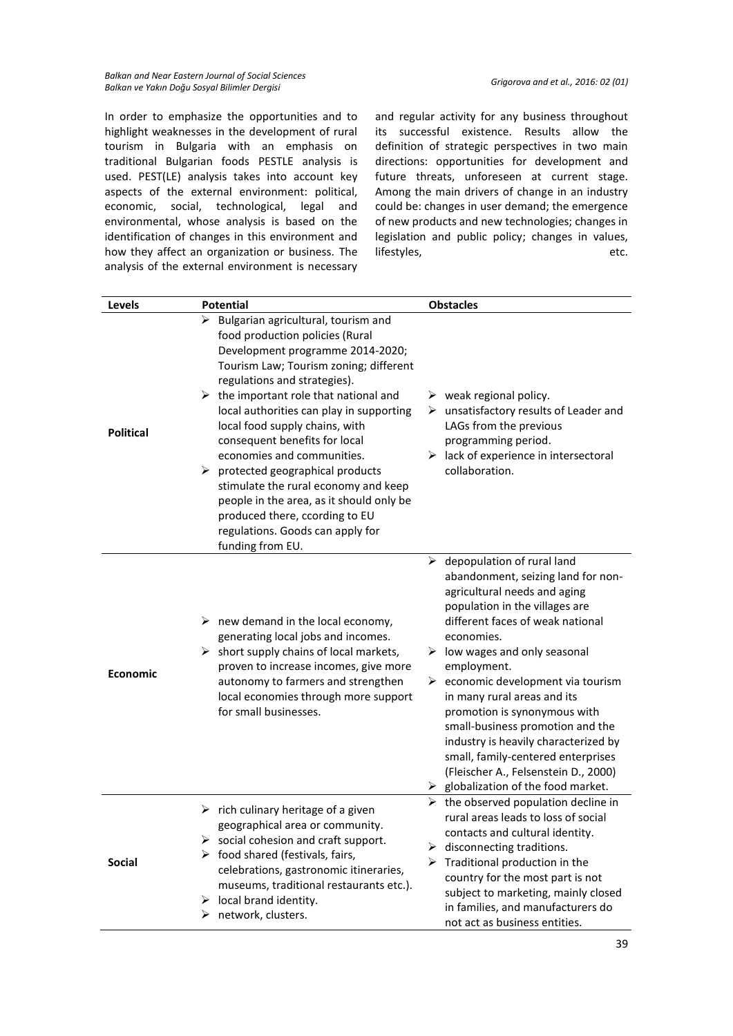In order to emphasize the opportunities and to highlight weaknesses in the development of rural tourism in Bulgaria with an emphasis on traditional Bulgarian foods PESTLE analysis is used. PEST(LE) analysis takes into account key aspects of the external environment: political, economic, social, technological, legal and environmental, whose analysis is based on the identification of changes in this environment and how they affect an organization or business. The analysis of the external environment is necessary and regular activity for any business throughout its successful existence. Results allow the definition of strategic perspectives in two main directions: opportunities for development and future threats, unforeseen at current stage. Among the main drivers of change in an industry could be: changes in user demand; the emergence of new products and new technologies; changes in legislation and public policy; changes in values, lifestyles, etc.

| Levels | Potential | Obstacles |
|---|---|---|
| **Political** | ➢ Bulgarian agricultural, tourism and food production policies (Rural Development programme 2014-2020; Tourism Law; Tourism zoning; different regulations and strategies).<br>➢ the important role that national and local authorities can play in supporting local food supply chains, with consequent benefits for local economies and communities.<br>➢ protected geographical products stimulate the rural economy and keep people in the area, as it should only be produced there, ccording to EU regulations. Goods can apply for funding from EU. | ➢ weak regional policy.<br>➢ unsatisfactory results of Leader and LAGs from the previous programming period.<br>➢ lack of experience in intersectoral collaboration. |
| **Economic** | ➢ new demand in the local economy, generating local jobs and incomes.<br>➢ short supply chains of local markets, proven to increase incomes, give more autonomy to farmers and strengthen local economies through more support for small businesses. | ➢ depopulation of rural land abandonment, seizing land for non-agricultural needs and aging population in the villages are different faces of weak national economies.<br>➢ low wages and only seasonal employment.<br>➢ economic development via tourism in many rural areas and its promotion is synonymous with small-business promotion and the industry is heavily characterized by small, family-centered enterprises (Fleischer A., Felsenstein D., 2000)<br>➢ globalization of the food market. |
| **Social** | ➢ rich culinary heritage of a given geographical area or community.<br>➢ social cohesion and craft support.<br>➢ food shared (festivals, fairs, celebrations, gastronomic itineraries, museums, traditional restaurants etc.).<br>➢ local brand identity.<br>➢ network, clusters. | ➢ the observed population decline in rural areas leads to loss of social contacts and cultural identity.<br>➢ disconnecting traditions.<br>➢ Traditional production in the country for the most part is not subject to marketing, mainly closed in families, and manufacturers do not act as business entities. |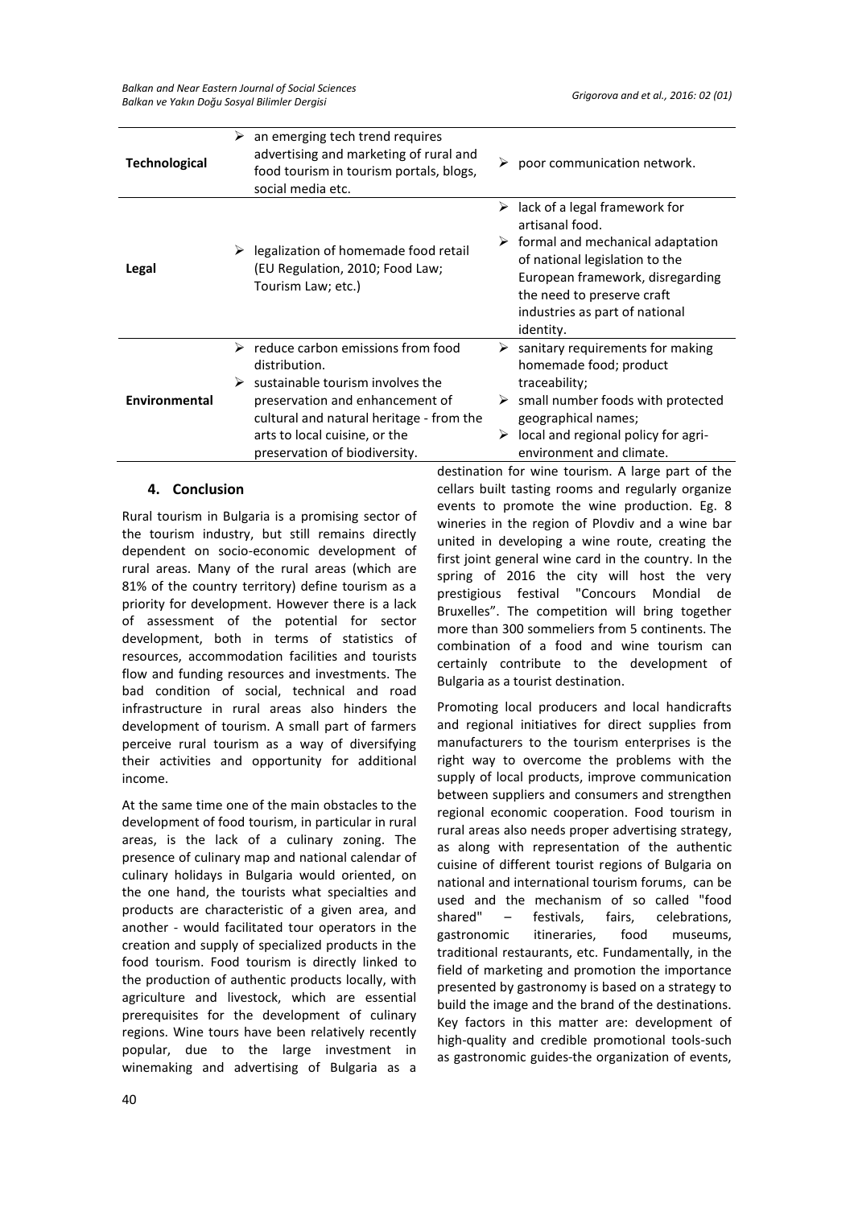| | | |
|---|---|---|
| **Technological** | ➢ an emerging tech trend requires advertising and marketing of rural and food tourism in tourism portals, blogs, social media etc. | ➢ poor communication network. |
| **Legal** | ➢ legalization of homemade food retail (EU Regulation, 2010; Food Law; Tourism Law; etc.) | ➢ lack of a legal framework for artisanal food.<br>➢ formal and mechanical adaptation of national legislation to the European framework, disregarding the need to preserve craft industries as part of national identity. |
| **Environmental** | ➢ reduce carbon emissions from food distribution.<br>➢ sustainable tourism involves the preservation and enhancement of cultural and natural heritage - from the arts to local cuisine, or the preservation of biodiversity. | ➢ sanitary requirements for making homemade food; product traceability;<br>➢ small number foods with protected geographical names;<br>➢ local and regional policy for agri-environment and climate. |

## 4. Conclusion

Rural tourism in Bulgaria is a promising sector of the tourism industry, but still remains directly dependent on socio-economic development of rural areas. Many of the rural areas (which are 81% of the country territory) define tourism as a priority for development. However there is a lack of assessment of the potential for sector development, both in terms of statistics of resources, accommodation facilities and tourists flow and funding resources and investments. The bad condition of social, technical and road infrastructure in rural areas also hinders the development of tourism. A small part of farmers perceive rural tourism as a way of diversifying their activities and opportunity for additional income.

At the same time one of the main obstacles to the development of food tourism, in particular in rural areas, is the lack of a culinary zoning. The presence of culinary map and national calendar of culinary holidays in Bulgaria would oriented, on the one hand, the tourists what specialties and products are characteristic of a given area, and another - would facilitated tour operators in the creation and supply of specialized products in the food tourism. Food tourism is directly linked to the production of authentic products locally, with agriculture and livestock, which are essential prerequisites for the development of culinary regions. Wine tours have been relatively recently popular, due to the large investment in winemaking and advertising of Bulgaria as a destination for wine tourism. A large part of the cellars built tasting rooms and regularly organize events to promote the wine production. Eg. 8 wineries in the region of Plovdiv and a wine bar united in developing a wine route, creating the first joint general wine card in the country. In the spring of 2016 the city will host the very prestigious festival "Concours Mondial de Bruxelles". The competition will bring together more than 300 sommeliers from 5 continents. The combination of a food and wine tourism can certainly contribute to the development of Bulgaria as a tourist destination.

Promoting local producers and local handicrafts and regional initiatives for direct supplies from manufacturers to the tourism enterprises is the right way to overcome the problems with the supply of local products, improve communication between suppliers and consumers and strengthen regional economic cooperation. Food tourism in rural areas also needs proper advertising strategy, as along with representation of the authentic cuisine of different tourist regions of Bulgaria on national and international tourism forums, can be used and the mechanism of so called "food shared" – festivals, fairs, celebrations, gastronomic itineraries, food museums, traditional restaurants, etc. Fundamentally, in the field of marketing and promotion the importance presented by gastronomy is based on a strategy to build the image and the brand of the destinations. Key factors in this matter are: development of high-quality and credible promotional tools-such as gastronomic guides-the organization of events,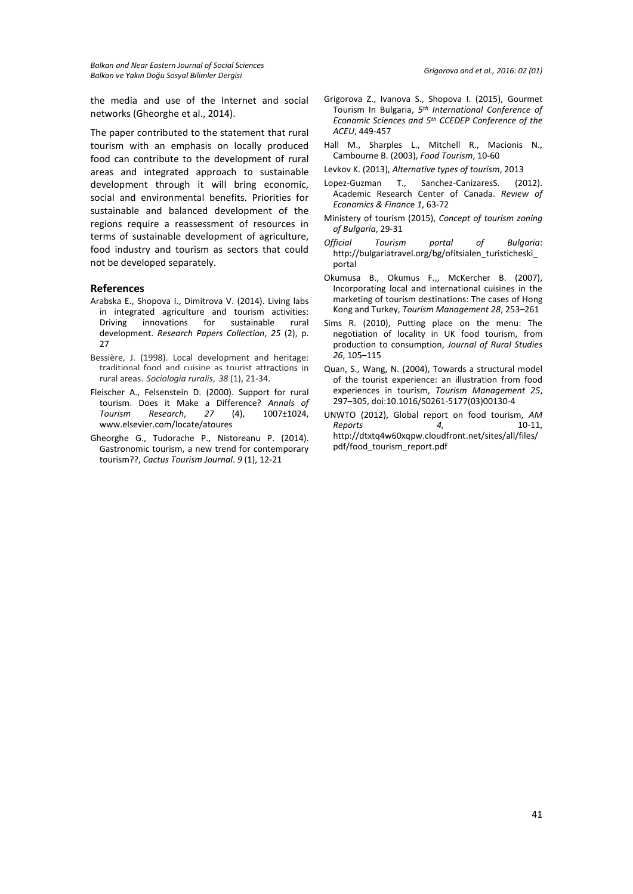the media and use of the Internet and social networks (Gheorghe et al., 2014).

The paper contributed to the statement that rural tourism with an emphasis on locally produced food can contribute to the development of rural areas and integrated approach to sustainable development through it will bring economic, social and environmental benefits. Priorities for sustainable and balanced development of the regions require a reassessment of resources in terms of sustainable development of agriculture, food industry and tourism as sectors that could not be developed separately.

## References

Arabska E., Shopova I., Dimitrova V. (2014). Living labs in integrated agriculture and tourism activities: Driving innovations for sustainable rural development. *Research Papers Collection*, *25* (2), p. 27

Bessière, J. (1998). Local development and heritage: traditional food and cuisine as tourist attractions in rural areas. *Sociologia ruralis*, *38* (1), 21-34.

Fleischer A., Felsenstein D. (2000). Support for rural tourism. Does it Make a Difference? *Annals of Tourism Research*, *27* (4), 1007±1024, www.elsevier.com/locate/atoures

Gheorghe G., Tudorache P., Nistoreanu P. (2014). Gastronomic tourism, a new trend for contemporary tourism??, *Cactus Tourism Journal*. *9* (1), 12-21

Grigorova Z., Ivanova S., Shopova I. (2015), Gourmet Tourism In Bulgaria, *5th International Conference of Economic Sciences and 5th CCEDEP Conference of the ACEU*, 449-457

Hall M., Sharples L., Mitchell R., Macionis N., Cambourne B. (2003), *Food Tourism*, 10-60

Levkov K. (2013), *Alternative types of tourism*, 2013

Lopez-Guzman T., Sanchez-CanizaresS. (2012). Academic Research Center of Canada. *Review of Economics & Finance 1*, 63-72

Ministery of tourism (2015), *Concept of tourism zoning of Bulgaria*, 29-31

*Official Tourism portal of Bulgaria*: http://bulgariatravel.org/bg/ofitsialen_turisticheski_portal

Okumusa B., Okumus F.,, McKercher B. (2007), Incorporating local and international cuisines in the marketing of tourism destinations: The cases of Hong Kong and Turkey, *Tourism Management 28*, 253–261

Sims R. (2010), Putting place on the menu: The negotiation of locality in UK food tourism, from production to consumption, *Journal of Rural Studies 26*, 105–115

Quan, S., Wang, N. (2004), Towards a structural model of the tourist experience: an illustration from food experiences in tourism, *Tourism Management 25*, 297–305, doi:10.1016/S0261-5177(03)00130-4

UNWTO (2012), Global report on food tourism, *AM Reports 4,* 10-11, http://dtxtq4w60xqpw.cloudfront.net/sites/all/files/pdf/food_tourism_report.pdf